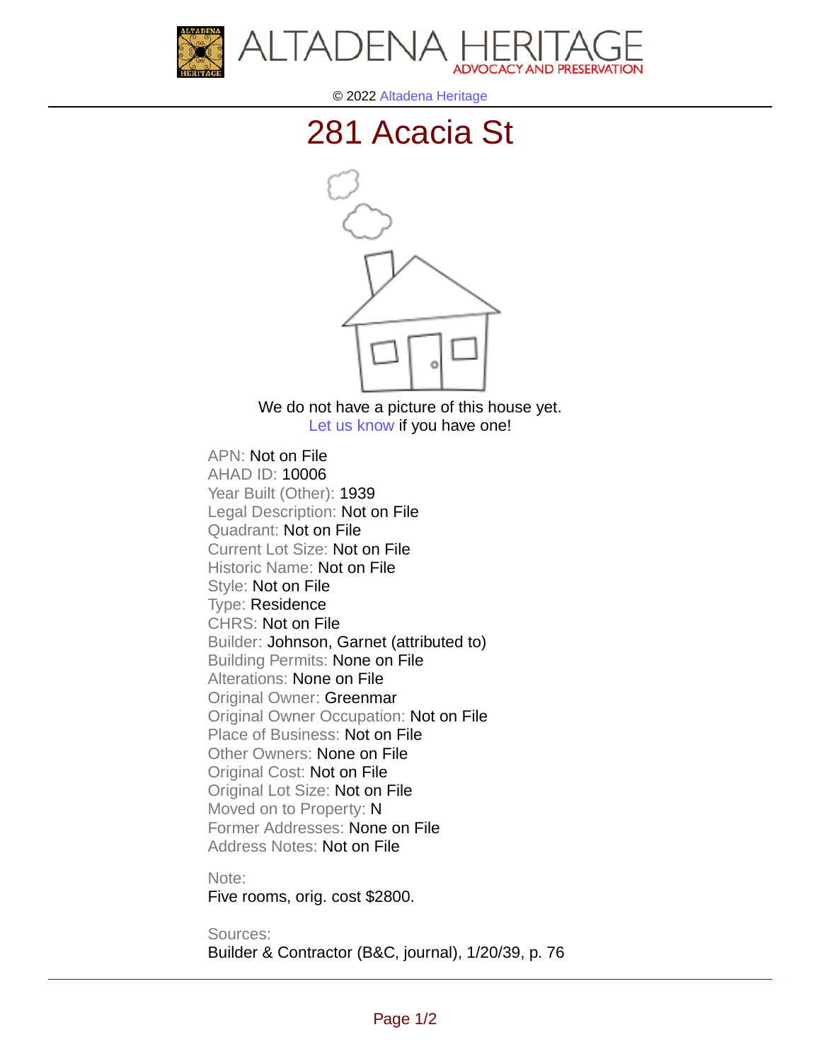ALTADENA HERITAGE
ADVOCACY AND PRESERVATION

© 2022 Altadena Heritage

# 281 Acacia St

We do not have a picture of this house yet.
Let us know if you have one!

APN: Not on File
AHAD ID: 10006
Year Built (Other): 1939
Legal Description: Not on File
Quadrant: Not on File
Current Lot Size: Not on File
Historic Name: Not on File
Style: Not on File
Type: Residence
CHRS: Not on File
Builder: Johnson, Garnet (attributed to)
Building Permits: None on File
Alterations: None on File
Original Owner: Greenmar
Original Owner Occupation: Not on File
Place of Business: Not on File
Other Owners: None on File
Original Cost: Not on File
Original Lot Size: Not on File
Moved on to Property: N
Former Addresses: None on File
Address Notes: Not on File

Note:
Five rooms, orig. cost $2800.

Sources:
Builder & Contractor (B&C, journal), 1/20/39, p. 76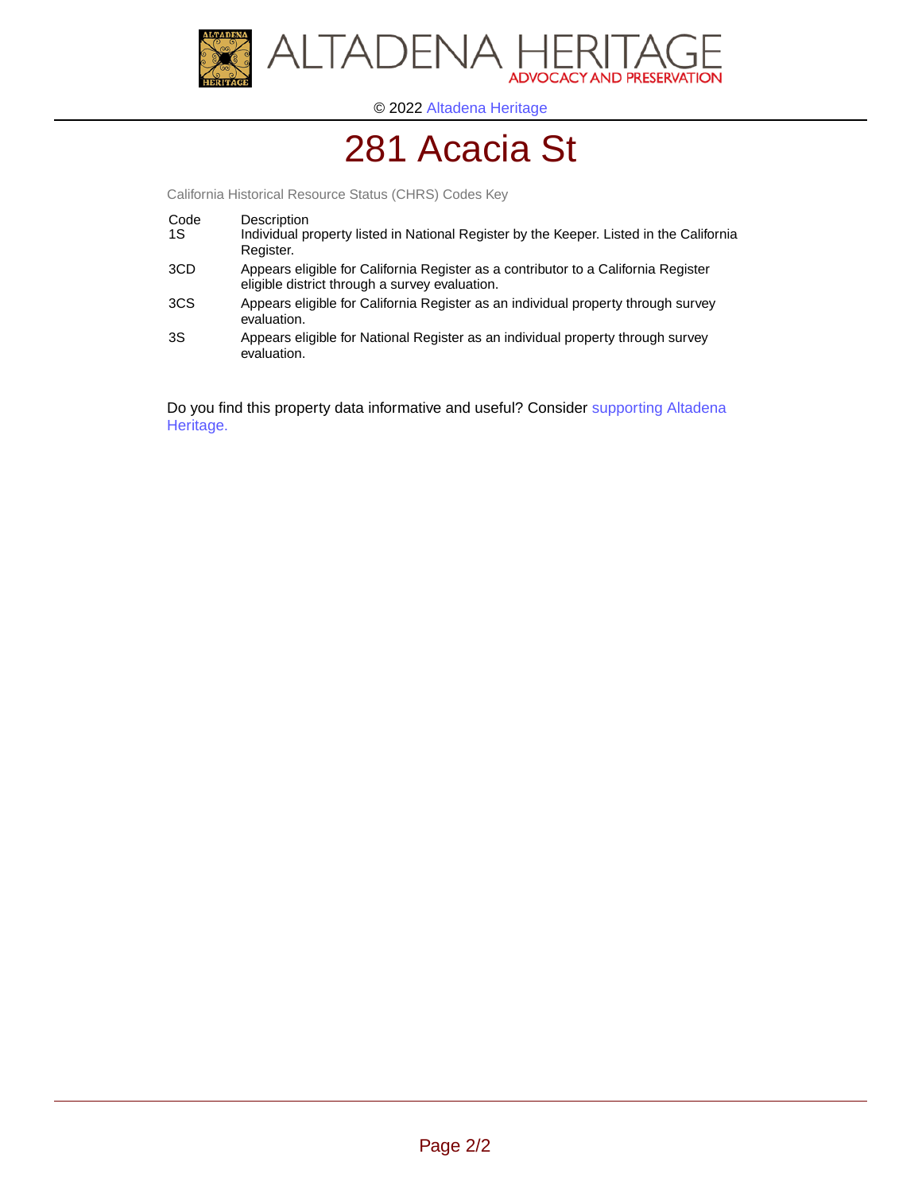ALTADENA HERITAGE
ADVOCACY AND PRESERVATION

© 2022 Altadena Heritage

# 281 Acacia St

California Historical Resource Status (CHRS) Codes Key

| Code | Description |
|---|---|
| 1S | Individual property listed in National Register by the Keeper. Listed in the California Register. |
| 3CD | Appears eligible for California Register as a contributor to a California Register eligible district through a survey evaluation. |
| 3CS | Appears eligible for California Register as an individual property through survey evaluation. |
| 3S | Appears eligible for National Register as an individual property through survey evaluation. |

Do you find this property data informative and useful? Consider supporting Altadena Heritage.